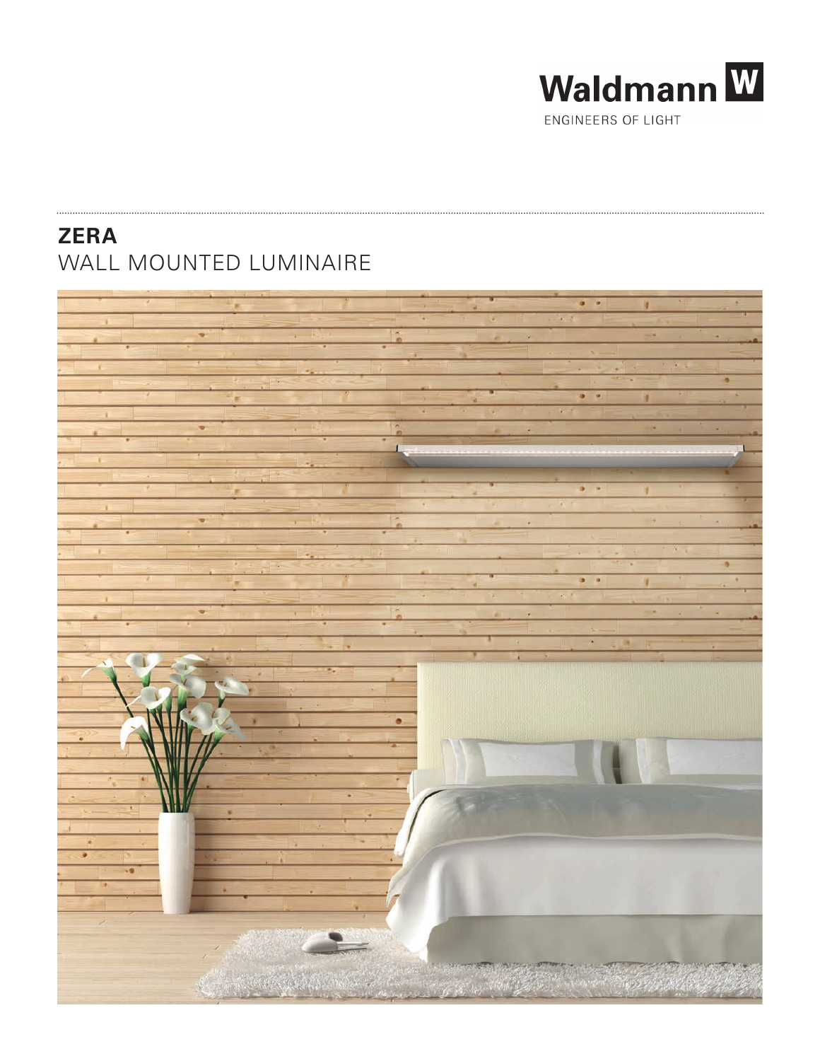Waldmann

ENGINEERS OF LIGHT

# ZERA
## WALL MOUNTED LUMINAIRE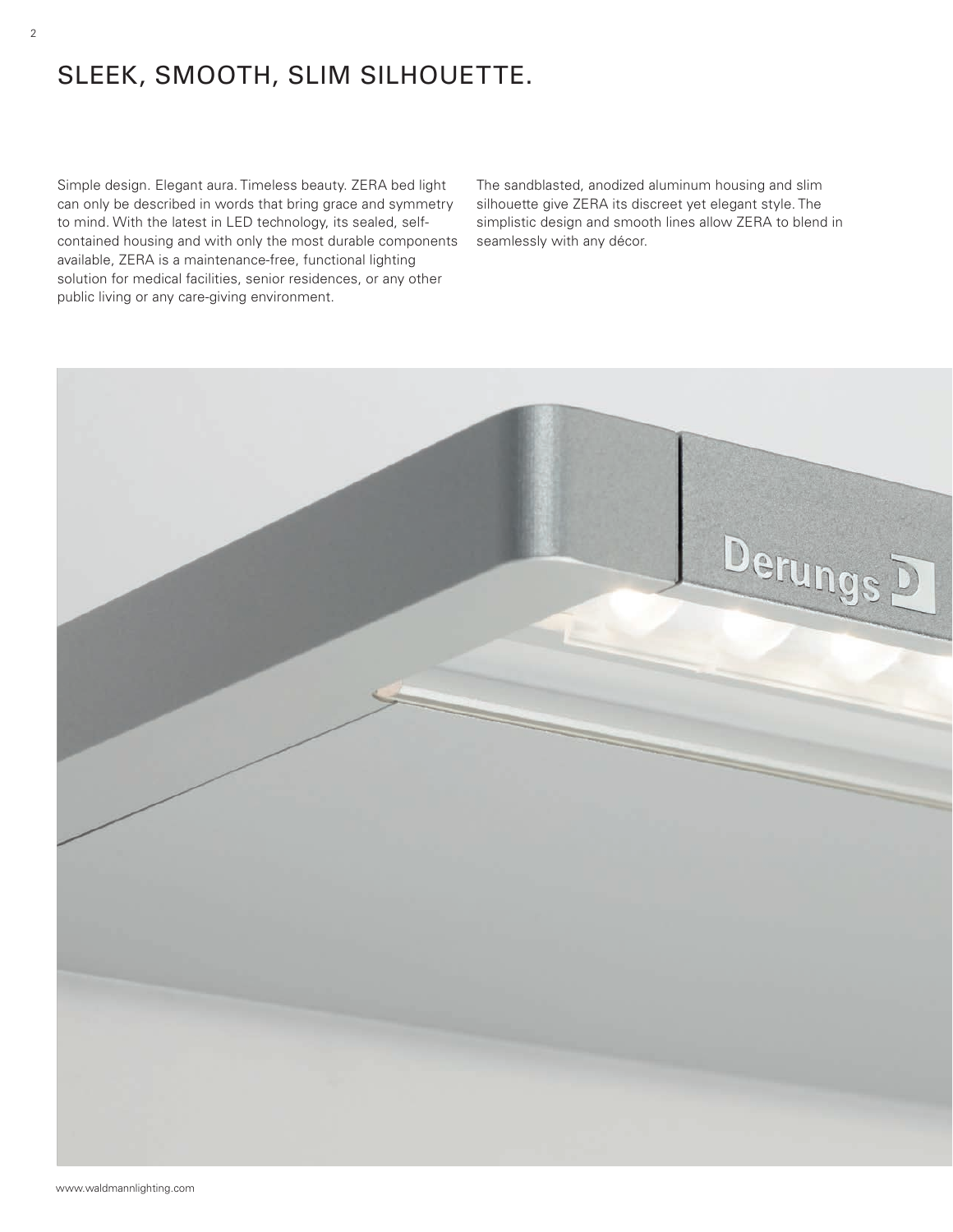# SLEEK, SMOOTH, SLIM SILHOUETTE.

Simple design. Elegant aura. Timeless beauty. ZERA bed light can only be described in words that bring grace and symmetry to mind. With the latest in LED technology, its sealed, self-contained housing and with only the most durable components available, ZERA is a maintenance-free, functional lighting solution for medical facilities, senior residences, or any other public living or any care-giving environment.

The sandblasted, anodized aluminum housing and slim silhouette give ZERA its discreet yet elegant style. The simplistic design and smooth lines allow ZERA to blend in seamlessly with any décor.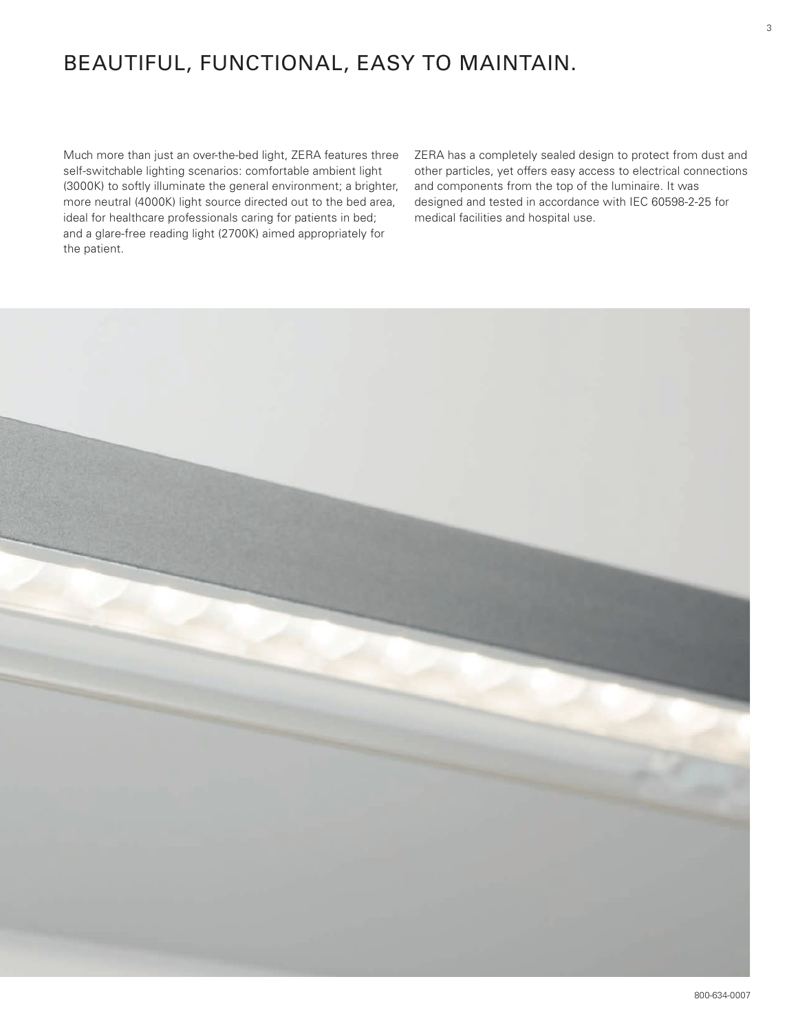# BEAUTIFUL, FUNCTIONAL, EASY TO MAINTAIN.

Much more than just an over-the-bed light, ZERA features three self-switchable lighting scenarios: comfortable ambient light (3000K) to softly illuminate the general environment; a brighter, more neutral (4000K) light source directed out to the bed area, ideal for healthcare professionals caring for patients in bed; and a glare-free reading light (2700K) aimed appropriately for the patient.

ZERA has a completely sealed design to protect from dust and other particles, yet offers easy access to electrical connections and components from the top of the luminaire. It was designed and tested in accordance with IEC 60598-2-25 for medical facilities and hospital use.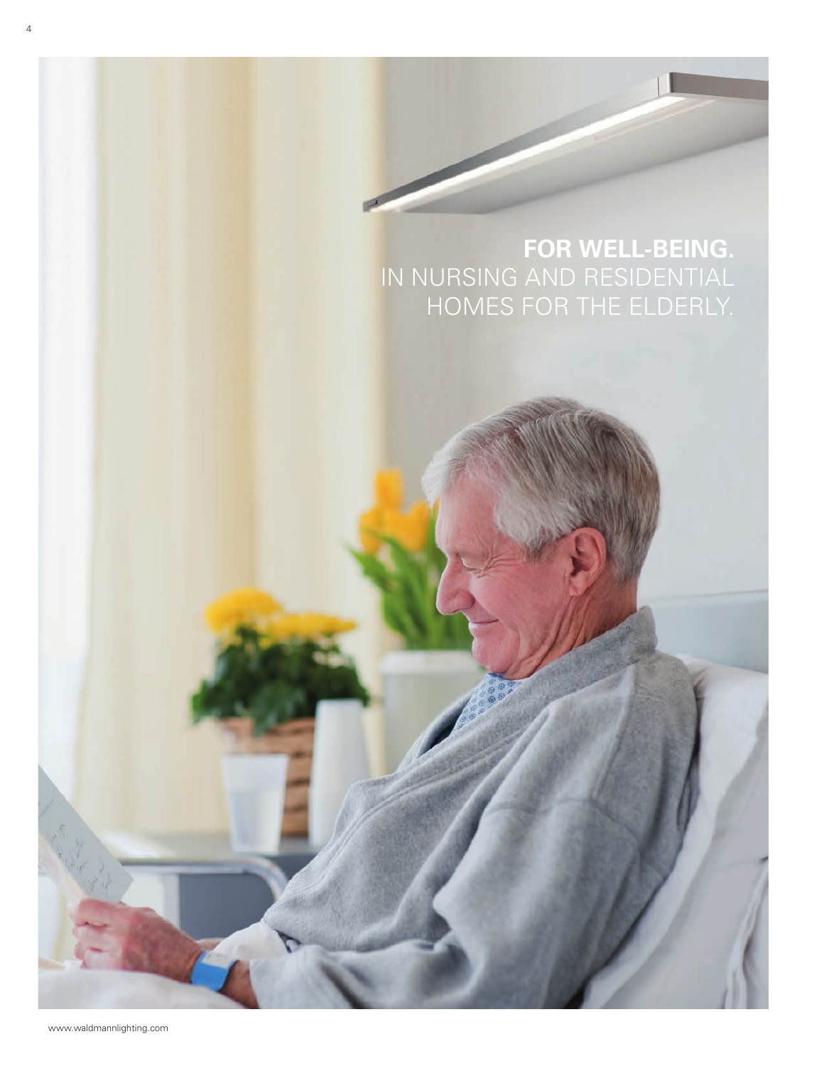## FOR WELL-BEING.
IN NURSING AND RESIDENTIAL HOMES FOR THE ELDERLY.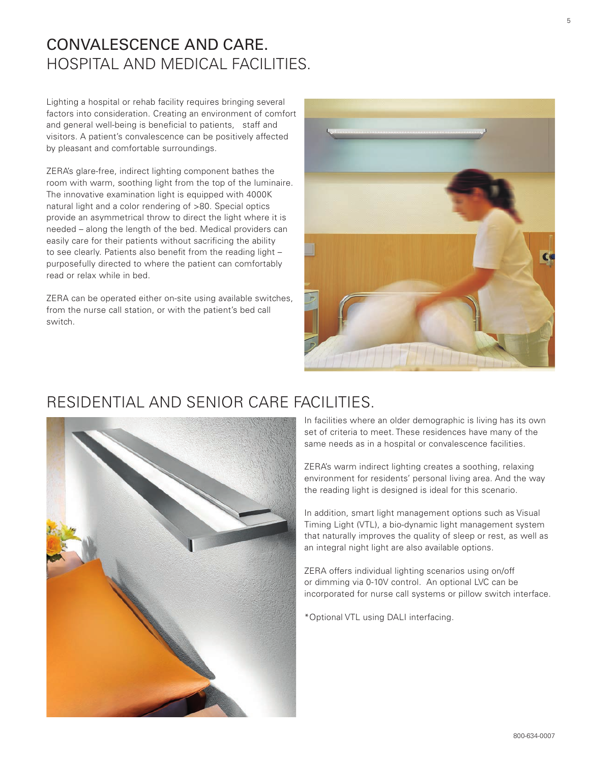# CONVALESCENCE AND CARE.
## HOSPITAL AND MEDICAL FACILITIES.

Lighting a hospital or rehab facility requires bringing several factors into consideration. Creating an environment of comfort and general well-being is beneficial to patients, staff and visitors. A patient's convalescence can be positively affected by pleasant and comfortable surroundings.

ZERA's glare-free, indirect lighting component bathes the room with warm, soothing light from the top of the luminaire. The innovative examination light is equipped with 4000K natural light and a color rendering of >80. Special optics provide an asymmetrical throw to direct the light where it is needed – along the length of the bed. Medical providers can easily care for their patients without sacrificing the ability to see clearly. Patients also benefit from the reading light – purposefully directed to where the patient can comfortably read or relax while in bed.

ZERA can be operated either on-site using available switches, from the nurse call station, or with the patient's bed call switch.

## RESIDENTIAL AND SENIOR CARE FACILITIES.

In facilities where an older demographic is living has its own set of criteria to meet. These residences have many of the same needs as in a hospital or convalescence facilities.

ZERA's warm indirect lighting creates a soothing, relaxing environment for residents' personal living area. And the way the reading light is designed is ideal for this scenario.

In addition, smart light management options such as Visual Timing Light (VTL), a bio-dynamic light management system that naturally improves the quality of sleep or rest, as well as an integral night light are also available options.

ZERA offers individual lighting scenarios using on/off or dimming via 0-10V control. An optional LVC can be incorporated for nurse call systems or pillow switch interface.

*Optional VTL using DALI interfacing.

800-634-0007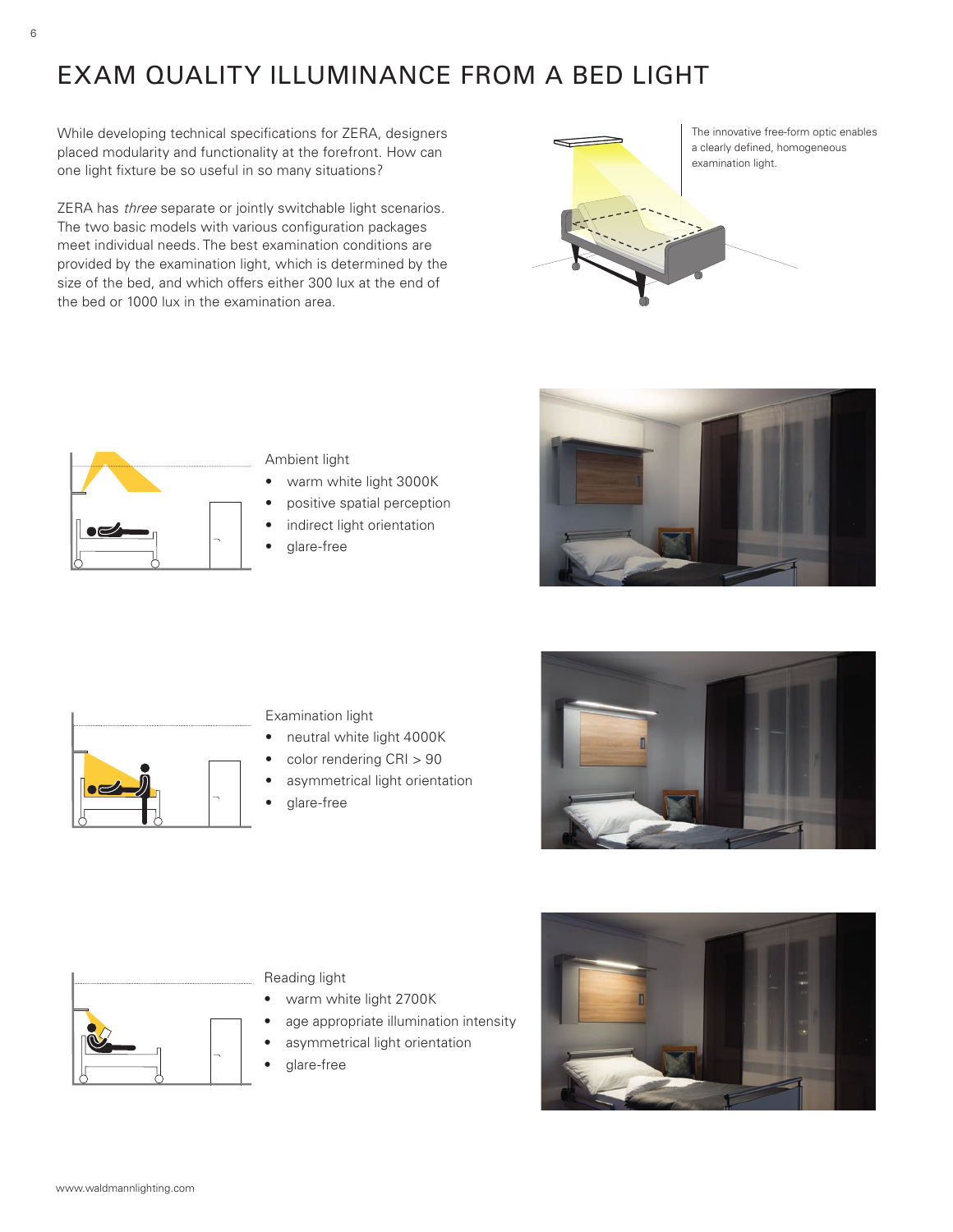# EXAM QUALITY ILLUMINANCE FROM A BED LIGHT

While developing technical specifications for ZERA, designers placed modularity and functionality at the forefront. How can one light fixture be so useful in so many situations?

ZERA has *three* separate or jointly switchable light scenarios. The two basic models with various configuration packages meet individual needs. The best examination conditions are provided by the examination light, which is determined by the size of the bed, and which offers either 300 lux at the end of the bed or 1000 lux in the examination area.

The innovative free-form optic enables a clearly defined, homogeneous examination light.

Ambient light

- warm white light 3000K
- positive spatial perception
- indirect light orientation
- glare-free

Examination light

- neutral white light 4000K
- color rendering CRI > 90
- asymmetrical light orientation
- glare-free

Reading light

- warm white light 2700K
- age appropriate illumination intensity
- asymmetrical light orientation
- glare-free

www.waldmannlighting.com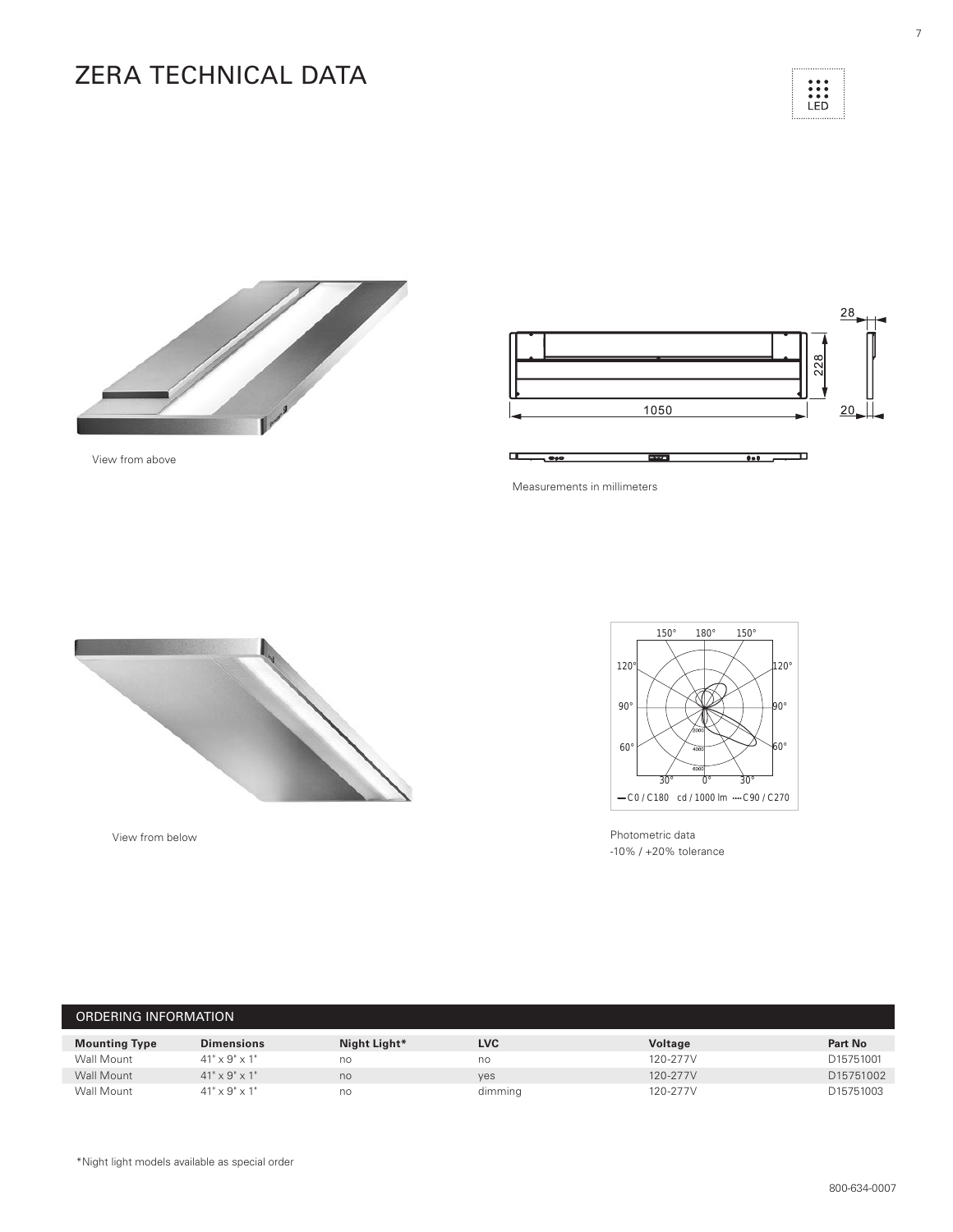# ZERA TECHNICAL DATA

LED

View from above

Measurements in millimeters

View from below

Photometric data
-10% / +20% tolerance

## ORDERING INFORMATION

| Mounting Type | Dimensions | Night Light* | LVC | Voltage | Part No |
|---|---|---|---|---|---|
| Wall Mount | 41" x 9" x 1" | no | no | 120-277V | D15751001 |
| Wall Mount | 41" x 9" x 1" | no | yes | 120-277V | D15751002 |
| Wall Mount | 41" x 9" x 1" | no | dimming | 120-277V | D15751003 |

*Night light models available as special order

800-634-0007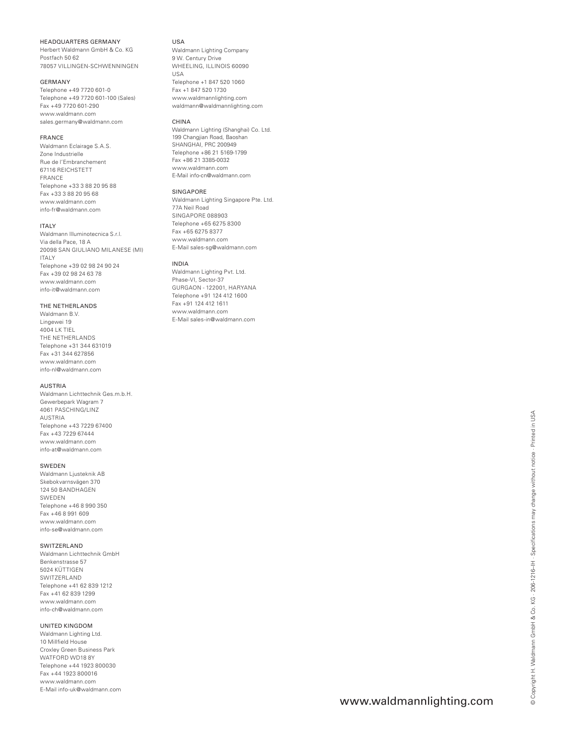HEADQUARTERS GERMANY
Herbert Waldmann GmbH & Co. KG
Postfach 50 62
78057 VILLINGEN-SCHWENNINGEN

GERMANY
Telephone +49 7720 601-0
Telephone +49 7720 601-100 (Sales)
Fax +49 7720 601-290
www.waldmann.com
sales.germany@waldmann.com

FRANCE
Waldmann Eclairage S.A.S.
Zone Industrielle
Rue de l'Embranchement
67116 REICHSTETT
FRANCE
Telephone +33 3 88 20 95 88
Fax +33 3 88 20 95 68
www.waldmann.com
info-fr@waldmann.com

ITALY
Waldmann Illuminotecnica S.r.l.
Via della Pace, 18 A
20098 SAN GIULIANO MILANESE (MI)
ITALY
Telephone +39 02 98 24 90 24
Fax +39 02 98 24 63 78
www.waldmann.com
info-it@waldmann.com

THE NETHERLANDS
Waldmann B.V.
Lingewei 19
4004 LK TIEL
THE NETHERLANDS
Telephone +31 344 631019
Fax +31 344 627856
www.waldmann.com
info-nl@waldmann.com

AUSTRIA
Waldmann Lichttechnik Ges.m.b.H.
Gewerbepark Wagram 7
4061 PASCHING/LINZ
AUSTRIA
Telephone +43 7229 67400
Fax +43 7229 67444
www.waldmann.com
info-at@waldmann.com

SWEDEN
Waldmann Ljusteknik AB
Skebokvarnsvägen 370
124 50 BANDHAGEN
SWEDEN
Telephone +46 8 990 350
Fax +46 8 991 609
www.waldmann.com
info-se@waldmann.com

SWITZERLAND
Waldmann Lichttechnik GmbH
Benkenstrasse 57
5024 KÜTTIGEN
SWITZERLAND
Telephone +41 62 839 1212
Fax +41 62 839 1299
www.waldmann.com
info-ch@waldmann.com

UNITED KINGDOM
Waldmann Lighting Ltd.
10 Millfield House
Croxley Green Business Park
WATFORD WD18 8Y
Telephone +44 1923 800030
Fax +44 1923 800016
www.waldmann.com
E-Mail info-uk@waldmann.com

USA
Waldmann Lighting Company
9 W. Century Drive
WHEELING, ILLINOIS 60090
USA
Telephone +1 847 520 1060
Fax +1 847 520 1730
www.waldmannlighting.com
waldmann@waldmannlighting.com

CHINA
Waldmann Lighting (Shanghai) Co. Ltd.
199 Changjian Road, Baoshan
SHANGHAI, PRC 200949
Telephone +86 21 5169-1799
Fax +86 21 3385-0032
www.waldmann.com
E-Mail info-cn@waldmann.com

SINGAPORE
Waldmann Lighting Singapore Pte. Ltd.
77A Neil Road
SINGAPORE 088903
Telephone +65 6275 8300
Fax +65 6275 8377
www.waldmann.com
E-Mail sales-sg@waldmann.com

INDIA
Waldmann Lighting Pvt. Ltd.
Phase-VI, Sector-37
GURGAON - 122001, HARYANA
Telephone +91 124 412 1600
Fax +91 124 412 1611
www.waldmann.com
E-Mail sales-in@waldmann.com

www.waldmannlighting.com

© Copyright H. Waldmann GmbH & Co. KG · 206-1216-IH · Specifications may change without notice · Printed in USA